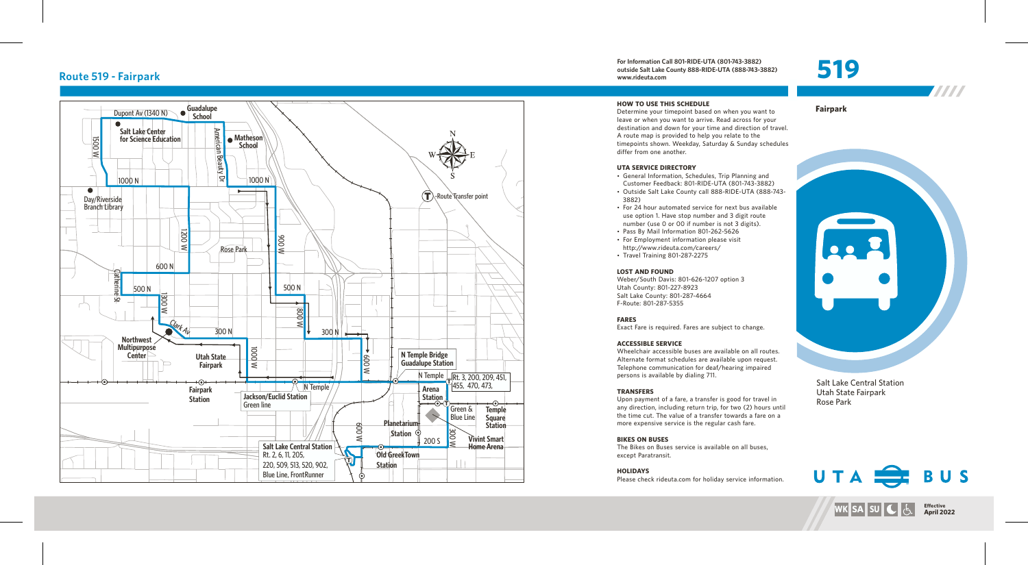# Route 519 - Fairpark

For Information Call 801-RIDE-UTA (801-743-3882)
outside Salt Lake County 888-RIDE-UTA (888-743-3882)
www.rideuta.com

Dupont Av (1340 N)
Guadalupe School
Salt Lake Center for Science Education
Matheson School
1500 W
American Beauty Dr
1000 N
1000 N
Day/Riverside Branch Library
Route Transfer point
1200 W
900 W
Rose Park
600 N
Catherine St
500 N
500 N
1300 W
800 W
Clark Av
300 N
300 N
Northwest Multipurpose Center
Utah State Fairpark
1000 W
600 W
N Temple Bridge Guadalupe Station
N Temple
Rt. 3, 200, 209, 451, 455, 470, 473,
N Temple
Fairpark Station
Jackson/Euclid Station
Green line
Arena Station
Green & Blue Line
Temple Square Station
Planetarium Station
600 W
300 W
200 S
Vivint Smart Home Arena
Salt Lake Central Station
Rt. 2, 6, 11, 205, 220, 509, 513, 520, 902, Blue Line, FrontRunner
Old GreekTown Station

### HOW TO USE THIS SCHEDULE

Determine your timepoint based on when you want to leave or when you want to arrive. Read across for your destination and down for your time and direction of travel. A route map is provided to help you relate to the timepoints shown. Weekday, Saturday & Sunday schedules differ from one another.

### UTA SERVICE DIRECTORY

- General Information, Schedules, Trip Planning and Customer Feedback: 801-RIDE-UTA (801-743-3882)
- Outside Salt Lake County call 888-RIDE-UTA (888-743-3882)
- For 24 hour automated service for next bus available use option 1. Have stop number and 3 digit route number (use 0 or 00 if number is not 3 digits).
- Pass By Mail Information 801-262-5626
- For Employment information please visit http://www.rideuta.com/careers/
- Travel Training 801-287-2275

### LOST AND FOUND

Weber/South Davis: 801-626-1207 option 3
Utah County: 801-227-8923
Salt Lake County: 801-287-4664
F-Route: 801-287-5355

### FARES

Exact Fare is required. Fares are subject to change.

### ACCESSIBLE SERVICE

Wheelchair accessible buses are available on all routes. Alternate format schedules are available upon request. Telephone communication for deaf/hearing impaired persons is available by dialing 711.

### TRANSFERS

Upon payment of a fare, a transfer is good for travel in any direction, including return trip, for two (2) hours until the time cut. The value of a transfer towards a fare on a more expensive service is the regular cash fare.

### BIKES ON BUSES

The Bikes on Buses service is available on all buses, except Paratransit.

### HOLIDAYS

Please check rideuta.com for holiday service information.

# 519

**Fairpark**

Salt Lake Central Station
Utah State Fairpark
Rose Park

UTA BUS

WK SA SU

Effective April 2022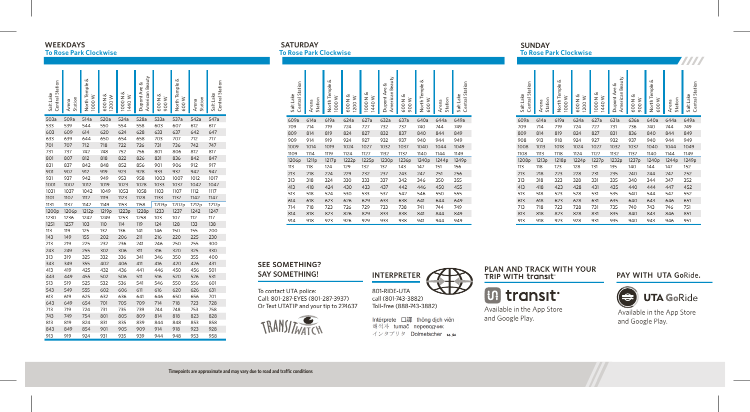## WEEKDAYS
### To Rose Park Clockwise

| Salt Lake Central Station | Arena Station | North Temple & 1000 W | 600 N & 1200 W | 1000 N & 1440 W | Dupont Ave & American Beauty | 600 N & 900 W | North Temple & 600 W | Arena Station | Salt Lake Central Station |
|---|---|---|---|---|---|---|---|---|---|
| 503a | 509a | 514a | 520a | 524a | 528a | 533a | 537a | 542a | 547a |
| 533 | 539 | 544 | 550 | 554 | 558 | 603 | 607 | 612 | 617 |
| 603 | 609 | 614 | 620 | 624 | 628 | 633 | 637 | 642 | 647 |
| 633 | 639 | 644 | 650 | 654 | 658 | 703 | 707 | 712 | 717 |
| 701 | 707 | 712 | 718 | 722 | 726 | 731 | 736 | 742 | 747 |
| 731 | 737 | 742 | 748 | 752 | 756 | 801 | 806 | 812 | 817 |
| 801 | 807 | 812 | 818 | 822 | 826 | 831 | 836 | 842 | 847 |
| 831 | 837 | 842 | 848 | 852 | 856 | 901 | 906 | 912 | 917 |
| 901 | 907 | 912 | 919 | 923 | 928 | 933 | 937 | 942 | 947 |
| 931 | 937 | 942 | 949 | 953 | 958 | 1003 | 1007 | 1012 | 1017 |
| 1001 | 1007 | 1012 | 1019 | 1023 | 1028 | 1033 | 1037 | 1042 | 1047 |
| 1031 | 1037 | 1042 | 1049 | 1053 | 1058 | 1103 | 1107 | 1112 | 1117 |
| 1101 | 1107 | 1112 | 1119 | 1123 | 1128 | 1133 | 1137 | 1142 | 1147 |
| 1131 | 1137 | 1142 | 1149 | 1153 | 1158 | 1203p | 1207p | 1212p | 1217p |
| 1200p | 1206p | 1212p | 1219p | 1223p | 1228p | 1233 | 1237 | 1242 | 1247 |
| 1230 | 1236 | 1242 | 1249 | 1253 | 1258 | 103 | 107 | 112 | 117 |
| 1251 | 1257 | 103 | 110 | 114 | 119 | 124 | 128 | 133 | 138 |
| 113 | 119 | 125 | 132 | 136 | 141 | 146 | 150 | 155 | 200 |
| 143 | 149 | 155 | 202 | 206 | 211 | 216 | 220 | 225 | 230 |
| 213 | 219 | 225 | 232 | 236 | 241 | 246 | 250 | 255 | 300 |
| 243 | 249 | 255 | 302 | 306 | 311 | 316 | 320 | 325 | 330 |
| 313 | 319 | 325 | 332 | 336 | 341 | 346 | 350 | 355 | 400 |
| 343 | 349 | 355 | 402 | 406 | 411 | 416 | 420 | 426 | 431 |
| 413 | 419 | 425 | 432 | 436 | 441 | 446 | 450 | 456 | 501 |
| 443 | 449 | 455 | 502 | 506 | 511 | 516 | 520 | 526 | 531 |
| 513 | 519 | 525 | 532 | 536 | 541 | 546 | 550 | 556 | 601 |
| 543 | 549 | 555 | 602 | 606 | 611 | 616 | 620 | 626 | 631 |
| 613 | 619 | 625 | 632 | 636 | 641 | 646 | 650 | 656 | 701 |
| 643 | 649 | 654 | 701 | 705 | 709 | 714 | 718 | 723 | 728 |
| 713 | 719 | 724 | 731 | 735 | 739 | 744 | 748 | 753 | 758 |
| 743 | 749 | 754 | 801 | 805 | 809 | 814 | 818 | 823 | 828 |
| 813 | 819 | 824 | 831 | 835 | 839 | 844 | 848 | 853 | 858 |
| 843 | 849 | 854 | 901 | 905 | 909 | 914 | 918 | 923 | 928 |
| 913 | 919 | 924 | 931 | 935 | 939 | 944 | 948 | 953 | 958 |

## SATURDAY
### To Rose Park Clockwise

| Salt Lake Central Station | Arena Station | North Temple & 1000 W | 600 N & 1200 W | 1000 N & 1440 W | Dupont Ave & American Beauty | 600 N & 900 W | North Temple & 600 W | Arena Station | Salt Lake Central Station |
|---|---|---|---|---|---|---|---|---|---|
| 609a | 614a | 619a | 624a | 627a | 632a | 637a | 640a | 644a | 649a |
| 709 | 714 | 719 | 724 | 727 | 732 | 737 | 740 | 744 | 749 |
| 809 | 814 | 819 | 824 | 827 | 832 | 837 | 840 | 844 | 849 |
| 909 | 914 | 919 | 924 | 927 | 932 | 937 | 940 | 944 | 949 |
| 1009 | 1014 | 1019 | 1024 | 1027 | 1032 | 1037 | 1040 | 1044 | 1049 |
| 1109 | 1114 | 1119 | 1124 | 1127 | 1132 | 1137 | 1140 | 1144 | 1149 |
| 1206p | 1211p | 1217p | 1222p | 1225p | 1230p | 1236p | 1240p | 1244p | 1249p |
| 113 | 118 | 124 | 129 | 132 | 137 | 143 | 147 | 151 | 156 |
| 213 | 218 | 224 | 229 | 232 | 237 | 243 | 247 | 251 | 256 |
| 313 | 318 | 324 | 330 | 333 | 337 | 342 | 346 | 350 | 355 |
| 413 | 418 | 424 | 430 | 433 | 437 | 442 | 446 | 450 | 455 |
| 513 | 518 | 524 | 530 | 533 | 537 | 542 | 546 | 550 | 555 |
| 614 | 618 | 623 | 626 | 629 | 633 | 638 | 641 | 644 | 649 |
| 714 | 718 | 723 | 726 | 729 | 733 | 738 | 741 | 744 | 749 |
| 814 | 818 | 823 | 826 | 829 | 833 | 838 | 841 | 844 | 849 |
| 914 | 918 | 923 | 926 | 929 | 933 | 938 | 941 | 944 | 949 |

## SUNDAY
### To Rose Park Clockwise

| Salt Lake Central Station | Arena Station | North Temple & 1000 W | 600 N & 1200 W | 1000 N & 1440 W | Dupont Ave & American Beauty | 600 N & 900 W | North Temple & 600 W | Arena Station | Salt Lake Central Station |
|---|---|---|---|---|---|---|---|---|---|
| 609a | 614a | 619a | 624a | 627a | 631a | 636a | 640a | 644a | 649a |
| 709 | 714 | 719 | 724 | 727 | 731 | 736 | 740 | 744 | 749 |
| 809 | 814 | 819 | 824 | 827 | 831 | 836 | 840 | 844 | 849 |
| 908 | 913 | 918 | 924 | 927 | 932 | 937 | 940 | 944 | 949 |
| 1008 | 1013 | 1018 | 1024 | 1027 | 1032 | 1037 | 1040 | 1044 | 1049 |
| 1108 | 1113 | 1118 | 1124 | 1127 | 1132 | 1137 | 1140 | 1144 | 1149 |
| 1208p | 1213p | 1218p | 1224p | 1227p | 1232p | 1237p | 1240p | 1244p | 1249p |
| 113 | 118 | 123 | 128 | 131 | 135 | 140 | 144 | 147 | 152 |
| 213 | 218 | 223 | 228 | 231 | 235 | 240 | 244 | 247 | 252 |
| 313 | 318 | 323 | 328 | 331 | 335 | 340 | 344 | 347 | 352 |
| 413 | 418 | 423 | 428 | 431 | 435 | 440 | 444 | 447 | 452 |
| 513 | 518 | 523 | 528 | 531 | 535 | 540 | 544 | 547 | 552 |
| 613 | 618 | 623 | 628 | 631 | 635 | 640 | 643 | 646 | 651 |
| 713 | 718 | 723 | 728 | 731 | 735 | 740 | 743 | 746 | 751 |
| 813 | 818 | 823 | 828 | 831 | 835 | 840 | 843 | 846 | 851 |
| 913 | 918 | 923 | 928 | 931 | 935 | 940 | 943 | 946 | 951 |

### SEE SOMETHING? SAY SOMETHING!

To contact UTA police:
Call: 801-287-EYES (801-287-3937)
Or Text UTATIP and your tip to 274637

TRANSITWATCH

### INTERPRETER

801-RIDE-UTA
call (801-743-3882)
Toll-Free (888-743-3882)

Intérprete 口譯 thông dịch viên
해석자 tumač переводчик
インタプリタ Dolmetscher

### PLAN AND TRACK WITH YOUR TRIP WITH transit

transit

Available in the App Store and Google Play.

### PAY WITH UTA GoRide.

UTA GoRide

Available in the App Store and Google Play.

**Timepoints are approximate and may vary due to road and traffic conditions**